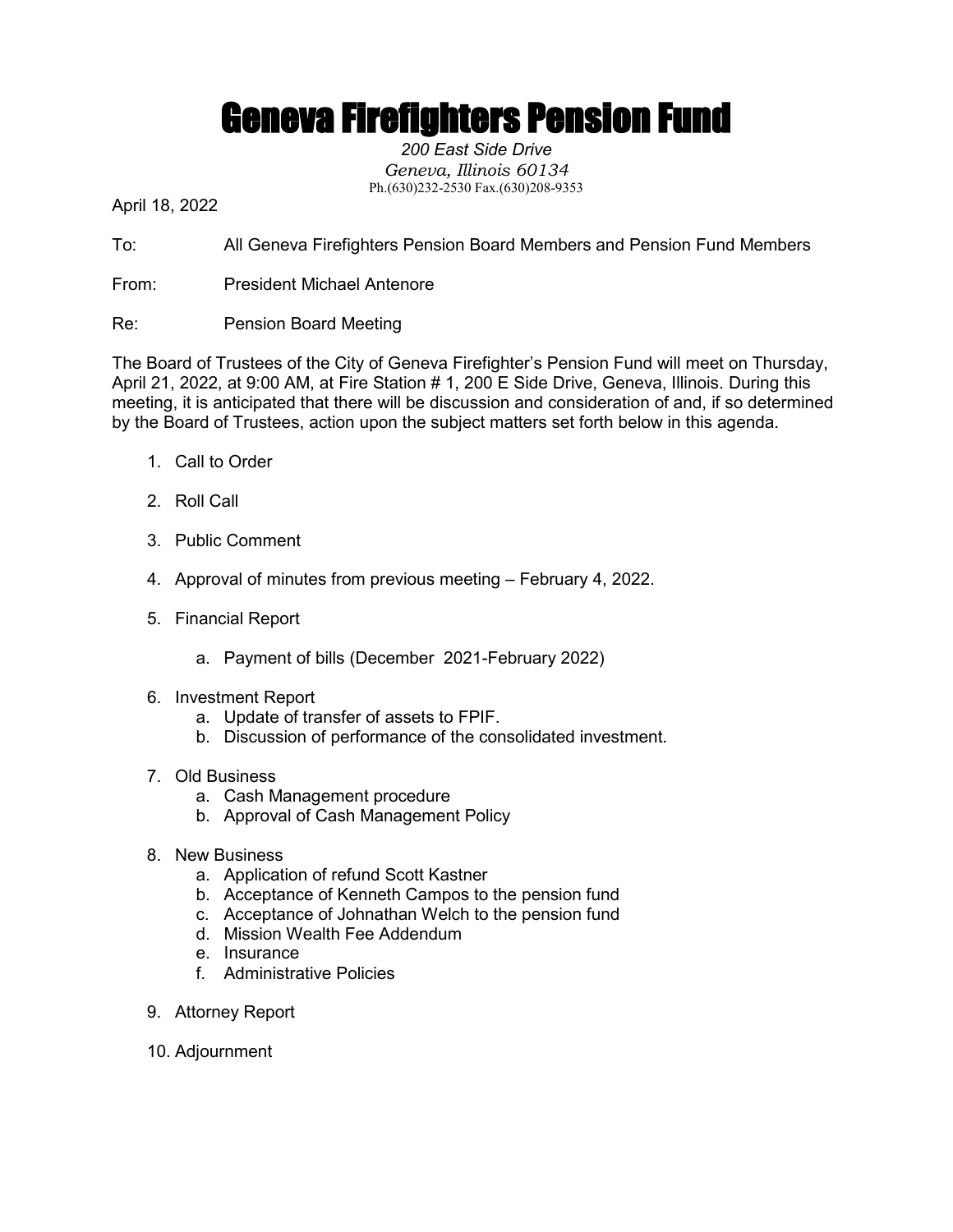# Geneva Firefighters Pension Fund

*200 East Side Drive*
*Geneva, Illinois 60134*
Ph.(630)232-2530 Fax.(630)208-9353

April 18, 2022

To: All Geneva Firefighters Pension Board Members and Pension Fund Members

From: President Michael Antenore

Re: Pension Board Meeting

The Board of Trustees of the City of Geneva Firefighter's Pension Fund will meet on Thursday, April 21, 2022, at 9:00 AM, at Fire Station # 1, 200 E Side Drive, Geneva, Illinois. During this meeting, it is anticipated that there will be discussion and consideration of and, if so determined by the Board of Trustees, action upon the subject matters set forth below in this agenda.

1. Call to Order
2. Roll Call
3. Public Comment
4. Approval of minutes from previous meeting – February 4, 2022.
5. Financial Report
    a. Payment of bills (December 2021-February 2022)
6. Investment Report
    a. Update of transfer of assets to FPIF.
    b. Discussion of performance of the consolidated investment.
7. Old Business
    a. Cash Management procedure
    b. Approval of Cash Management Policy
8. New Business
    a. Application of refund Scott Kastner
    b. Acceptance of Kenneth Campos to the pension fund
    c. Acceptance of Johnathan Welch to the pension fund
    d. Mission Wealth Fee Addendum
    e. Insurance
    f. Administrative Policies
9. Attorney Report
10. Adjournment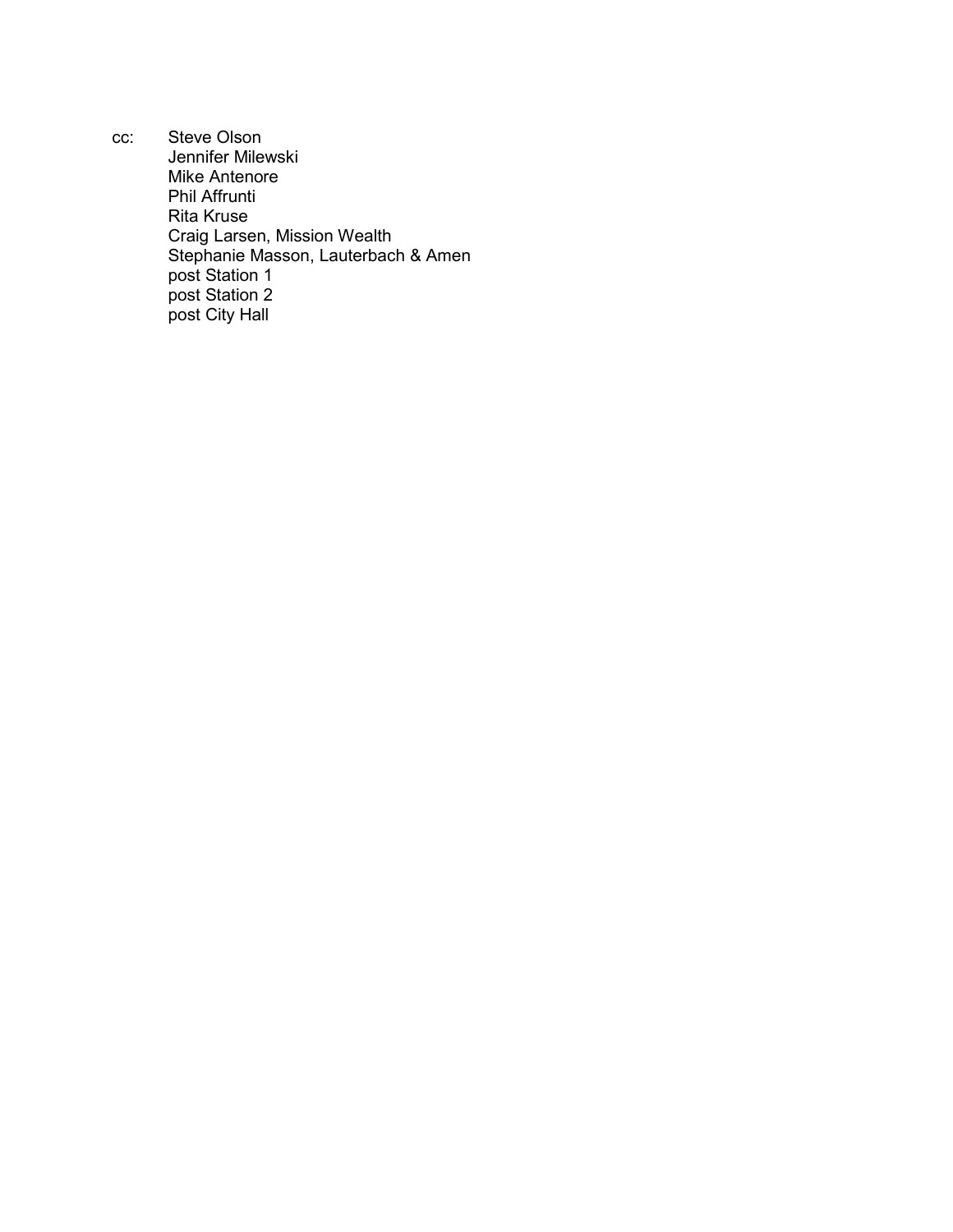cc: Steve Olson
Jennifer Milewski
Mike Antenore
Phil Affrunti
Rita Kruse
Craig Larsen, Mission Wealth
Stephanie Masson, Lauterbach & Amen
post Station 1
post Station 2
post City Hall